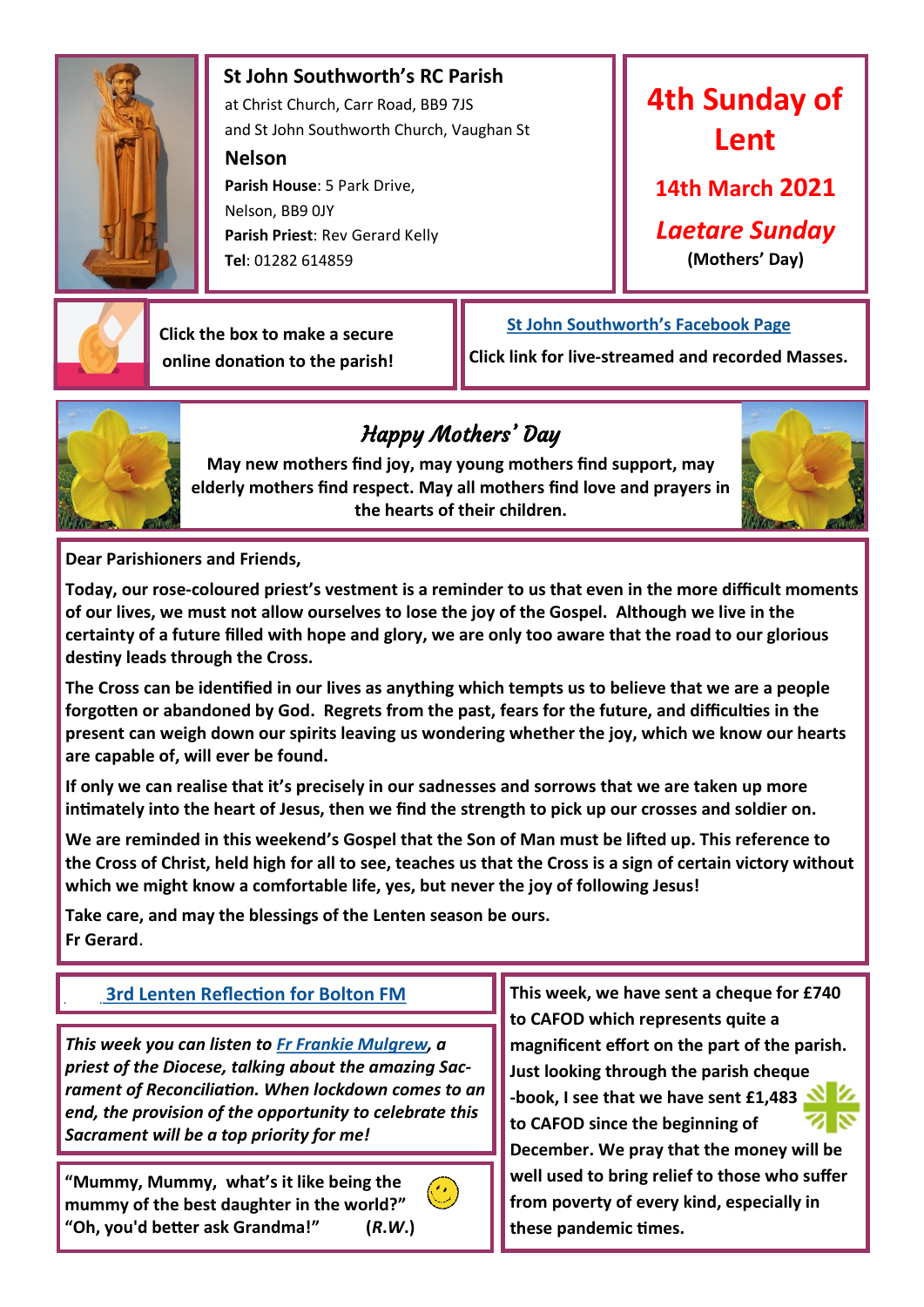## St John Southworth's RC Parish

at Christ Church, Carr Road, BB9 7JS
and St John Southworth Church, Vaughan St

**Nelson**

**Parish House**: 5 Park Drive, Nelson, BB9 0JY
**Parish Priest**: Rev Gerard Kelly
**Tel**: 01282 614859

# 4th Sunday of Lent

**14th March 2021**

***Laetare Sunday***

**(Mothers' Day)**

**Click the box to make a secure online donation to the parish!**

**St John Southworth's Facebook Page**

**Click link for live-streamed and recorded Masses.**

## *Happy Mothers' Day*

**May new mothers find joy, may young mothers find support, may elderly mothers find respect. May all mothers find love and prayers in the hearts of their children.**

**Dear Parishioners and Friends,**

**Today, our rose-coloured priest's vestment is a reminder to us that even in the more difficult moments of our lives, we must not allow ourselves to lose the joy of the Gospel. Although we live in the certainty of a future filled with hope and glory, we are only too aware that the road to our glorious destiny leads through the Cross.**

**The Cross can be identified in our lives as anything which tempts us to believe that we are a people forgotten or abandoned by God. Regrets from the past, fears for the future, and difficulties in the present can weigh down our spirits leaving us wondering whether the joy, which we know our hearts are capable of, will ever be found.**

**If only we can realise that it's precisely in our sadnesses and sorrows that we are taken up more intimately into the heart of Jesus, then we find the strength to pick up our crosses and soldier on.**

**We are reminded in this weekend's Gospel that the Son of Man must be lifted up. This reference to the Cross of Christ, held high for all to see, teaches us that the Cross is a sign of certain victory without which we might know a comfortable life, yes, but never the joy of following Jesus!**

**Take care, and may the blessings of the Lenten season be ours.**
**Fr Gerard.**

**3rd Lenten Reflection for Bolton FM**

***This week you can listen to Fr Frankie Mulgrew, a priest of the Diocese, talking about the amazing Sacrament of Reconciliation. When lockdown comes to an end, the provision of the opportunity to celebrate this Sacrament will be a top priority for me!***

**"Mummy, Mummy, what's it like being the mummy of the best daughter in the world?"**
**"Oh, you'd better ask Grandma!" (*R.W.*)**

**This week, we have sent a cheque for £740 to CAFOD which represents quite a magnificent effort on the part of the parish. Just looking through the parish cheque-book, I see that we have sent £1,483 to CAFOD since the beginning of December. We pray that the money will be well used to bring relief to those who suffer from poverty of every kind, especially in these pandemic times.**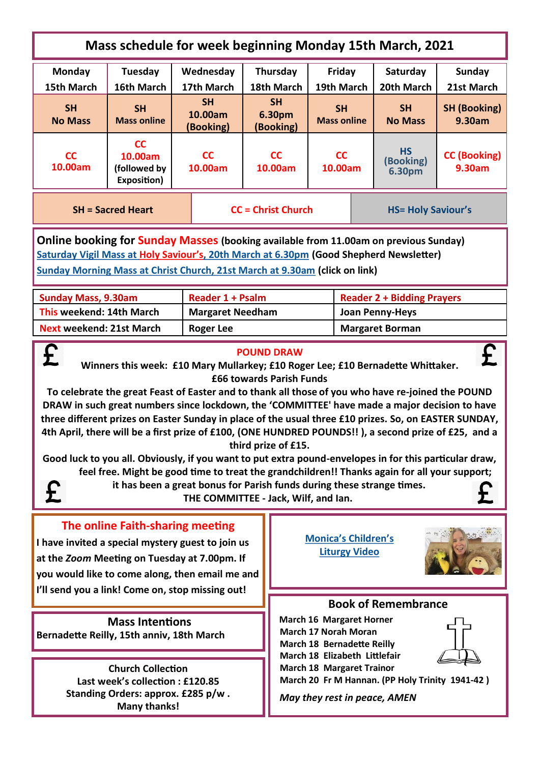## Mass schedule for week beginning Monday 15th March, 2021

| Monday 15th March | Tuesday 16th March | Wednesday 17th March | Thursday 18th March | Friday 19th March | Saturday 20th March | Sunday 21st March |
|---|---|---|---|---|---|---|
| SH No Mass | SH Mass online | SH 10.00am (Booking) | SH 6.30pm (Booking) | SH Mass online | SH No Mass | SH (Booking) 9.30am |
| CC 10.00am | CC 10.00am (followed by Exposition) | CC 10.00am | CC 10.00am | CC 10.00am | HS (Booking) 6.30pm | CC (Booking) 9.30am |

| | | |
|---|---|---|
| SH = Sacred Heart | CC = Christ Church | HS= Holy Saviour's |

**Online booking for Sunday Masses** (booking available from 11.00am on previous Sunday)

Saturday Vigil Mass at Holy Saviour's, 20th March at 6.30pm (Good Shepherd Newsletter)

Sunday Morning Mass at Christ Church, 21st March at 9.30am (click on link)

| Sunday Mass, 9.30am | Reader 1 + Psalm | Reader 2 + Bidding Prayers |
|---|---|---|
| This weekend: 14th March | Margaret Needham | Joan Penny-Heys |
| Next weekend: 21st March | Roger Lee | Margaret Borman |

### POUND DRAW

**Winners this week: £10 Mary Mullarkey; £10 Roger Lee; £10 Bernadette Whittaker.**

**£66 towards Parish Funds**

To celebrate the great Feast of Easter and to thank all those of you who have re-joined the POUND DRAW in such great numbers since lockdown, the 'COMMITTEE' have made a major decision to have three different prizes on Easter Sunday in place of the usual three £10 prizes. So, on EASTER SUNDAY, 4th April, there will be a first prize of £100, (ONE HUNDRED POUNDS!! ), a second prize of £25, and a third prize of £15.

Good luck to you all. Obviously, if you want to put extra pound-envelopes in for this particular draw, feel free. Might be good time to treat the grandchildren!! Thanks again for all your support; it has been a great bonus for Parish funds during these strange times.

THE COMMITTEE - Jack, Wilf, and Ian.

### The online Faith-sharing meeting

I have invited a special mystery guest to join us at the *Zoom* Meeting on Tuesday at 7.00pm. If you would like to come along, then email me and I'll send you a link! Come on, stop missing out!

Monica's Children's Liturgy Video

### Mass Intentions

Bernadette Reilly, 15th anniv, 18th March

### Church Collection

Last week's collection : £120.85

Standing Orders: approx. £285 p/w .

Many thanks!

### Book of Remembrance

March 16 Margaret Horner
March 17 Norah Moran
March 18 Bernadette Reilly
March 18 Elizabeth Littlefair
March 18 Margaret Trainor
March 20 Fr M Hannan. (PP Holy Trinity 1941-42 )

*May they rest in peace, AMEN*